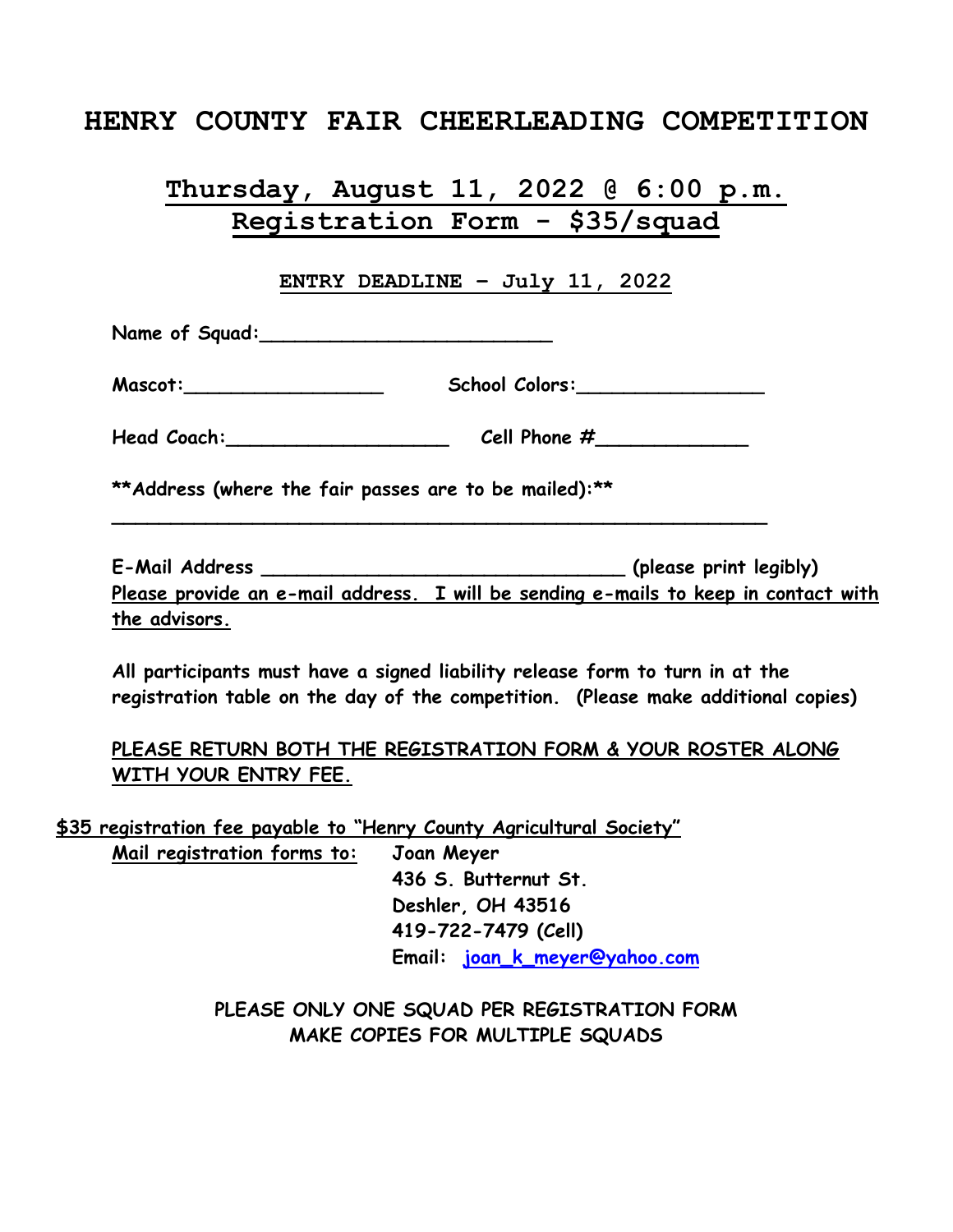# HENRY COUNTY FAIR CHEERLEADING COMPETITION

## Thursday, August 11, 2022 @ 6:00 p.m.
## Registration Form - $35/squad

**ENTRY DEADLINE – July 11, 2022**

**Name of Squad:**_________________________

**Mascot:**_________________ **School Colors:**________________

**Head Coach:**___________________ **Cell Phone #**_____________

****Address (where the fair passes are to be mailed):****

__________________________________________________________

**E-Mail Address** ________________________________ **(please print legibly)**
**Please provide an e-mail address. I will be sending e-mails to keep in contact with the advisors.**

**All participants must have a signed liability release form to turn in at the registration table on the day of the competition. (Please make additional copies)**

**PLEASE RETURN BOTH THE REGISTRATION FORM & YOUR ROSTER ALONG WITH YOUR ENTRY FEE.**

**$35 registration fee payable to "Henry County Agricultural Society"**

**Mail registration forms to:**
**Joan Meyer**
**436 S. Butternut St.**
**Deshler, OH 43516**
**419-722-7479 (Cell)**
**Email: joan_k_meyer@yahoo.com**

**PLEASE ONLY ONE SQUAD PER REGISTRATION FORM**
**MAKE COPIES FOR MULTIPLE SQUADS**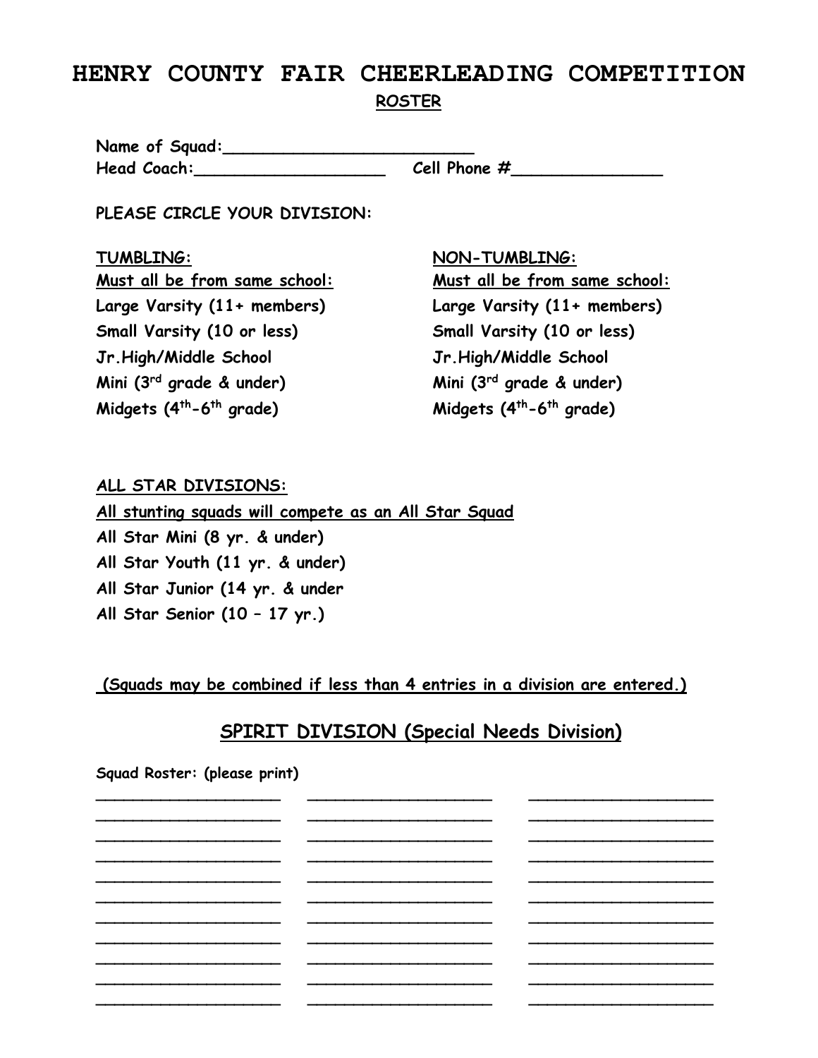# HENRY COUNTY FAIR CHEERLEADING COMPETITION

**ROSTER**

**Name of Squad:________________________**
**Head Coach:___________________** **Cell Phone #_______________**

**PLEASE CIRCLE YOUR DIVISION:**

**TUMBLING:**
**Must all be from same school:**
**Large Varsity (11+ members)**
**Small Varsity (10 or less)**
**Jr.High/Middle School**
**Mini (3rd grade & under)**
**Midgets (4th-6th grade)**

**NON-TUMBLING:**
**Must all be from same school:**
**Large Varsity (11+ members)**
**Small Varsity (10 or less)**
**Jr.High/Middle School**
**Mini (3rd grade & under)**
**Midgets (4th-6th grade)**

**ALL STAR DIVISIONS:**
**All stunting squads will compete as an All Star Squad**
**All Star Mini (8 yr. & under)**
**All Star Youth (11 yr. & under)**
**All Star Junior (14 yr. & under**
**All Star Senior (10 – 17 yr.)**

**(Squads may be combined if less than 4 entries in a division are entered.)**

## SPIRIT DIVISION (Special Needs Division)

**Squad Roster: (please print)**

| | | |
|---|---|---|
| ____________________ | ____________________ | ____________________ |
| ____________________ | ____________________ | ____________________ |
| ____________________ | ____________________ | ____________________ |
| ____________________ | ____________________ | ____________________ |
| ____________________ | ____________________ | ____________________ |
| ____________________ | ____________________ | ____________________ |
| ____________________ | ____________________ | ____________________ |
| ____________________ | ____________________ | ____________________ |
| ____________________ | ____________________ | ____________________ |
| ____________________ | ____________________ | ____________________ |
| ____________________ | ____________________ | ____________________ |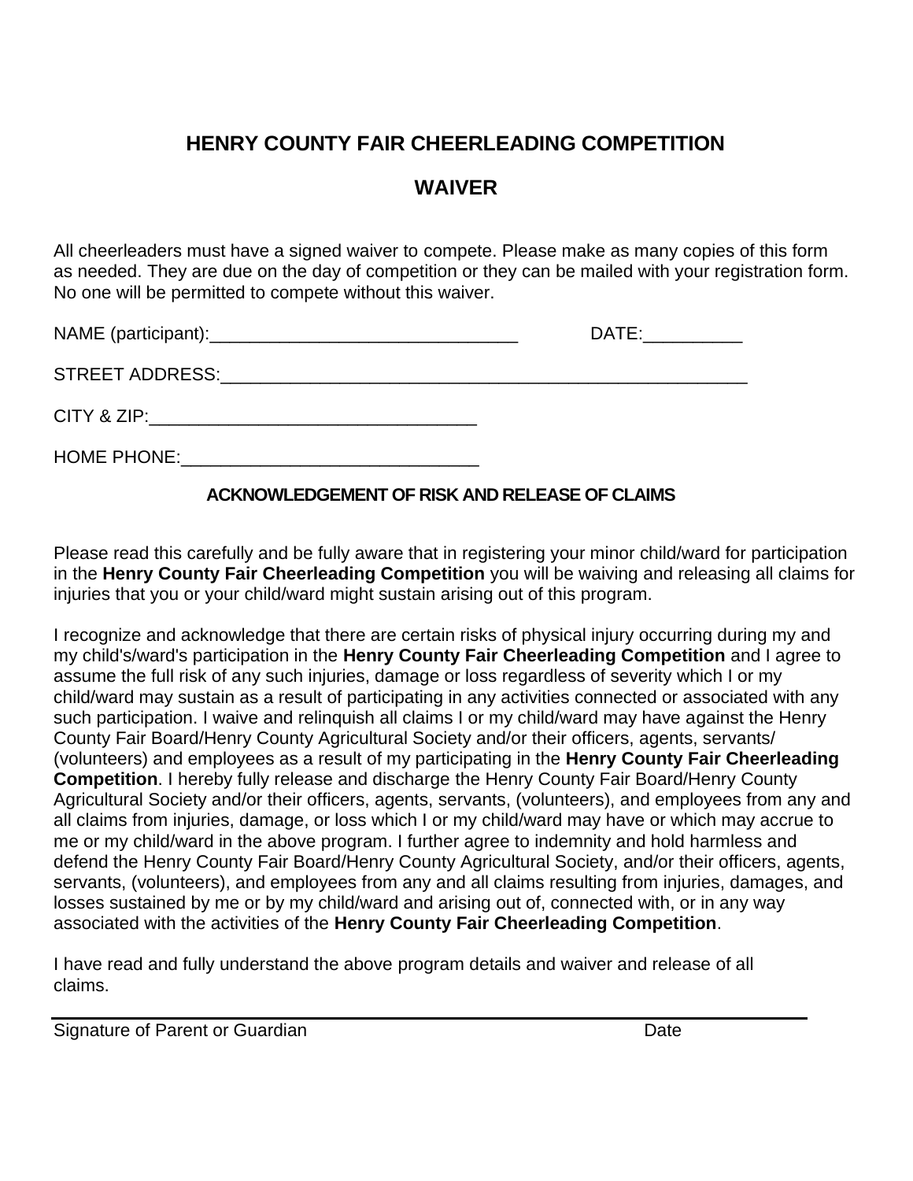# HENRY COUNTY FAIR CHEERLEADING COMPETITION

# WAIVER

All cheerleaders must have a signed waiver to compete. Please make as many copies of this form as needed. They are due on the day of competition or they can be mailed with your registration form. No one will be permitted to compete without this waiver.

NAME (participant):________________________________ DATE:__________

STREET ADDRESS:_______________________________________________________

CITY & ZIP:_________________________________

HOME PHONE:______________________________

### ACKNOWLEDGEMENT OF RISK AND RELEASE OF CLAIMS

Please read this carefully and be fully aware that in registering your minor child/ward for participation in the **Henry County Fair Cheerleading Competition** you will be waiving and releasing all claims for injuries that you or your child/ward might sustain arising out of this program.

I recognize and acknowledge that there are certain risks of physical injury occurring during my and my child's/ward's participation in the **Henry County Fair Cheerleading Competition** and I agree to assume the full risk of any such injuries, damage or loss regardless of severity which I or my child/ward may sustain as a result of participating in any activities connected or associated with any such participation. I waive and relinquish all claims I or my child/ward may have against the Henry County Fair Board/Henry County Agricultural Society and/or their officers, agents, servants/ (volunteers) and employees as a result of my participating in the **Henry County Fair Cheerleading Competition**. I hereby fully release and discharge the Henry County Fair Board/Henry County Agricultural Society and/or their officers, agents, servants, (volunteers), and employees from any and all claims from injuries, damage, or loss which I or my child/ward may have or which may accrue to me or my child/ward in the above program. I further agree to indemnity and hold harmless and defend the Henry County Fair Board/Henry County Agricultural Society, and/or their officers, agents, servants, (volunteers), and employees from any and all claims resulting from injuries, damages, and losses sustained by me or by my child/ward and arising out of, connected with, or in any way associated with the activities of the **Henry County Fair Cheerleading Competition**.

I have read and fully understand the above program details and waiver and release of all claims.

_______________________________________________________________

Signature of Parent or Guardian Date